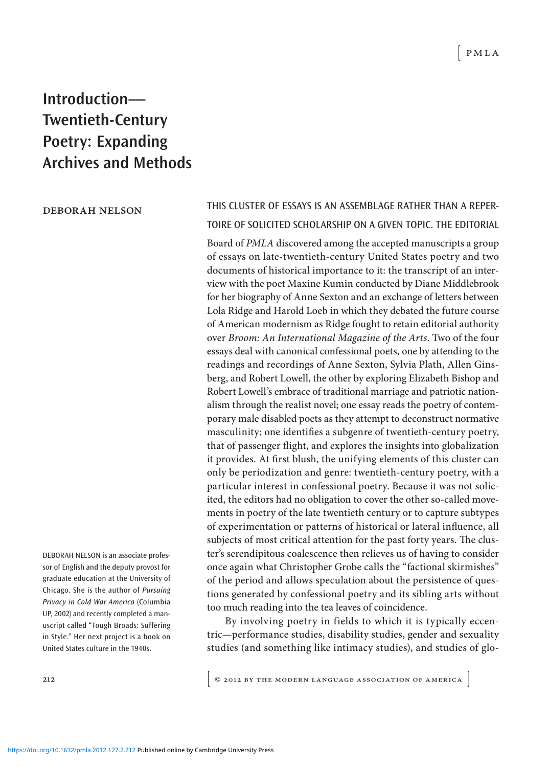# Introduction—Twentieth-Century Poetry: Expanding Archives and Methods

DEBORAH NELSON

THIS CLUSTER OF ESSAYS IS AN ASSEMBLAGE RATHER THAN A REPERTOIRE OF SOLICITED SCHOLARSHIP ON A GIVEN TOPIC. THE EDITORIAL Board of *PMLA* discovered among the accepted manuscripts a group of essays on late-twentieth-century United States poetry and two documents of historical importance to it: the transcript of an interview with the poet Maxine Kumin conducted by Diane Middlebrook for her biography of Anne Sexton and an exchange of letters between Lola Ridge and Harold Loeb in which they debated the future course of American modernism as Ridge fought to retain editorial authority over *Broom: An International Magazine of the Arts*. Two of the four essays deal with canonical confessional poets, one by attending to the readings and recordings of Anne Sexton, Sylvia Plath, Allen Ginsberg, and Robert Lowell, the other by exploring Elizabeth Bishop and Robert Lowell's embrace of traditional marriage and patriotic nationalism through the realist novel; one essay reads the poetry of contemporary male disabled poets as they attempt to deconstruct normative masculinity; one identifies a subgenre of twentieth-century poetry, that of passenger flight, and explores the insights into globalization it provides. At first blush, the unifying elements of this cluster can only be periodization and genre: twentieth-century poetry, with a particular interest in confessional poetry. Because it was not solicited, the editors had no obligation to cover the other so-called movements in poetry of the late twentieth century or to capture subtypes of experimentation or patterns of historical or lateral influence, all subjects of most critical attention for the past forty years. The cluster's serendipitous coalescence then relieves us of having to consider once again what Christopher Grobe calls the "factional skirmishes" of the period and allows speculation about the persistence of questions generated by confessional poetry and its sibling arts without too much reading into the tea leaves of coincidence.

By involving poetry in fields to which it is typically eccentric—performance studies, disability studies, gender and sexuality studies (and something like intimacy studies), and studies of glo-

DEBORAH NELSON is an associate professor of English and the deputy provost for graduate education at the University of Chicago. She is the author of *Pursuing Privacy in Cold War America* (Columbia UP, 2002) and recently completed a manuscript called "Tough Broads: Suffering in Style." Her next project is a book on United States culture in the 1940s.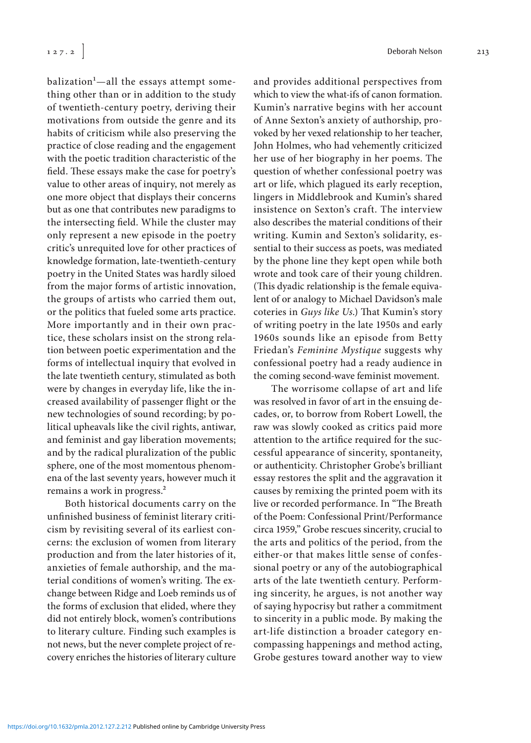balization[1]—all the essays attempt something other than or in addition to the study of twentieth-century poetry, deriving their motivations from outside the genre and its habits of criticism while also preserving the practice of close reading and the engagement with the poetic tradition characteristic of the field. These essays make the case for poetry's value to other areas of inquiry, not merely as one more object that displays their concerns but as one that contributes new paradigms to the intersecting field. While the cluster may only represent a new episode in the poetry critic's unrequited love for other practices of knowledge formation, late-twentieth-century poetry in the United States was hardly siloed from the major forms of artistic innovation, the groups of artists who carried them out, or the politics that fueled some arts practice. More importantly and in their own practice, these scholars insist on the strong relation between poetic experimentation and the forms of intellectual inquiry that evolved in the late twentieth century, stimulated as both were by changes in everyday life, like the increased availability of passenger flight or the new technologies of sound recording; by political upheavals like the civil rights, antiwar, and feminist and gay liberation movements; and by the radical pluralization of the public sphere, one of the most momentous phenomena of the last seventy years, however much it remains a work in progress.[2]

Both historical documents carry on the unfinished business of feminist literary criticism by revisiting several of its earliest concerns: the exclusion of women from literary production and from the later histories of it, anxieties of female authorship, and the material conditions of women's writing. The exchange between Ridge and Loeb reminds us of the forms of exclusion that elided, where they did not entirely block, women's contributions to literary culture. Finding such examples is not news, but the never complete project of recovery enriches the histories of literary culture and provides additional perspectives from which to view the what-ifs of canon formation. Kumin's narrative begins with her account of Anne Sexton's anxiety of authorship, provoked by her vexed relationship to her teacher, John Holmes, who had vehemently criticized her use of her biography in her poems. The question of whether confessional poetry was art or life, which plagued its early reception, lingers in Middlebrook and Kumin's shared insistence on Sexton's craft. The interview also describes the material conditions of their writing. Kumin and Sexton's solidarity, essential to their success as poets, was mediated by the phone line they kept open while both wrote and took care of their young children. (This dyadic relationship is the female equivalent of or analogy to Michael Davidson's male coteries in *Guys like Us*.) That Kumin's story of writing poetry in the late 1950s and early 1960s sounds like an episode from Betty Friedan's *Feminine Mystique* suggests why confessional poetry had a ready audience in the coming second-wave feminist movement.

The worrisome collapse of art and life was resolved in favor of art in the ensuing decades, or, to borrow from Robert Lowell, the raw was slowly cooked as critics paid more attention to the artifice required for the successful appearance of sincerity, spontaneity, or authenticity. Christopher Grobe's brilliant essay restores the split and the aggravation it causes by remixing the printed poem with its live or recorded performance. In "The Breath of the Poem: Confessional Print/Performance circa 1959," Grobe rescues sincerity, crucial to the arts and politics of the period, from the either-or that makes little sense of confessional poetry or any of the autobiographical arts of the late twentieth century. Performing sincerity, he argues, is not another way of saying hypocrisy but rather a commitment to sincerity in a public mode. By making the art-life distinction a broader category encompassing happenings and method acting, Grobe gestures toward another way to view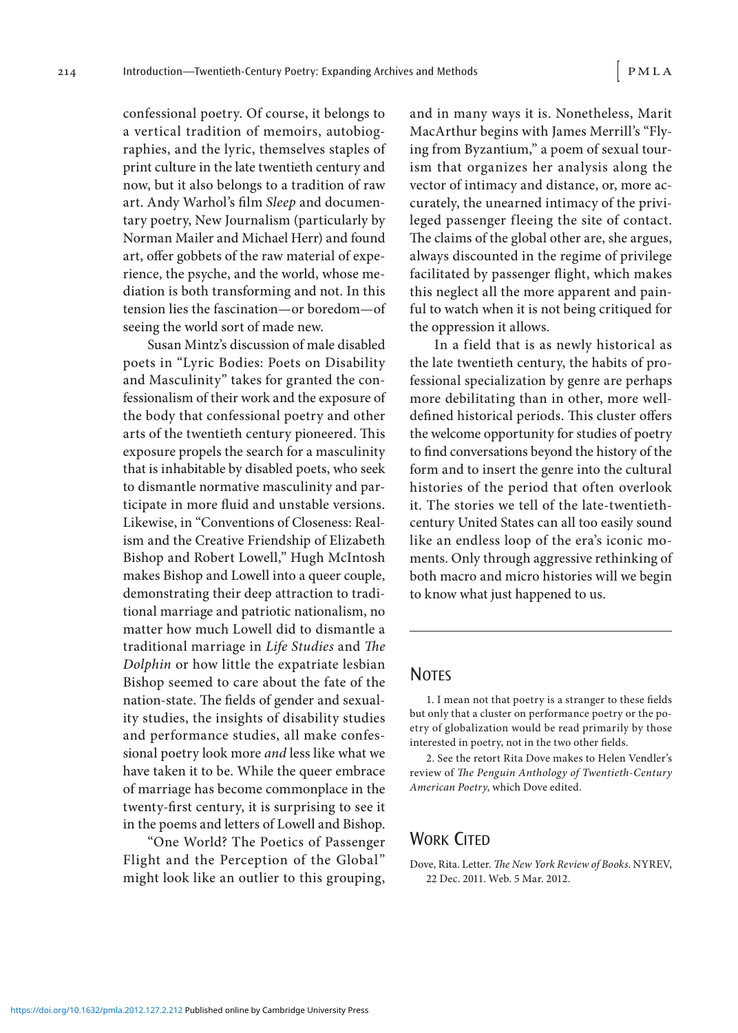confessional poetry. Of course, it belongs to a vertical tradition of memoirs, autobiographies, and the lyric, themselves staples of print culture in the late twentieth century and now, but it also belongs to a tradition of raw art. Andy Warhol's film *Sleep* and documentary poetry, New Journalism (particularly by Norman Mailer and Michael Herr) and found art, offer gobbets of the raw material of experience, the psyche, and the world, whose mediation is both transforming and not. In this tension lies the fascination—or boredom—of seeing the world sort of made new.

Susan Mintz's discussion of male disabled poets in "Lyric Bodies: Poets on Disability and Masculinity" takes for granted the confessionalism of their work and the exposure of the body that confessional poetry and other arts of the twentieth century pioneered. This exposure propels the search for a masculinity that is inhabitable by disabled poets, who seek to dismantle normative masculinity and participate in more fluid and unstable versions. Likewise, in "Conventions of Closeness: Realism and the Creative Friendship of Elizabeth Bishop and Robert Lowell," Hugh McIntosh makes Bishop and Lowell into a queer couple, demonstrating their deep attraction to traditional marriage and patriotic nationalism, no matter how much Lowell did to dismantle a traditional marriage in *Life Studies* and *The Dolphin* or how little the expatriate lesbian Bishop seemed to care about the fate of the nation-state. The fields of gender and sexuality studies, the insights of disability studies and performance studies, all make confessional poetry look more *and* less like what we have taken it to be. While the queer embrace of marriage has become commonplace in the twenty-first century, it is surprising to see it in the poems and letters of Lowell and Bishop.

"One World? The Poetics of Passenger Flight and the Perception of the Global" might look like an outlier to this grouping, and in many ways it is. Nonetheless, Marit MacArthur begins with James Merrill's "Flying from Byzantium," a poem of sexual tourism that organizes her analysis along the vector of intimacy and distance, or, more accurately, the unearned intimacy of the privileged passenger fleeing the site of contact. The claims of the global other are, she argues, always discounted in the regime of privilege facilitated by passenger flight, which makes this neglect all the more apparent and painful to watch when it is not being critiqued for the oppression it allows.

In a field that is as newly historical as the late twentieth century, the habits of professional specialization by genre are perhaps more debilitating than in other, more well-defined historical periods. This cluster offers the welcome opportunity for studies of poetry to find conversations beyond the history of the form and to insert the genre into the cultural histories of the period that often overlook it. The stories we tell of the late-twentieth-century United States can all too easily sound like an endless loop of the era's iconic moments. Only through aggressive rethinking of both macro and micro histories will we begin to know what just happened to us.

## Notes

1. I mean not that poetry is a stranger to these fields but only that a cluster on performance poetry or the poetry of globalization would be read primarily by those interested in poetry, not in the two other fields.

2. See the retort Rita Dove makes to Helen Vendler's review of *The Penguin Anthology of Twentieth-Century American Poetry*, which Dove edited.

## Work Cited

Dove, Rita. Letter. *The New York Review of Books*. NYREV, 22 Dec. 2011. Web. 5 Mar. 2012.